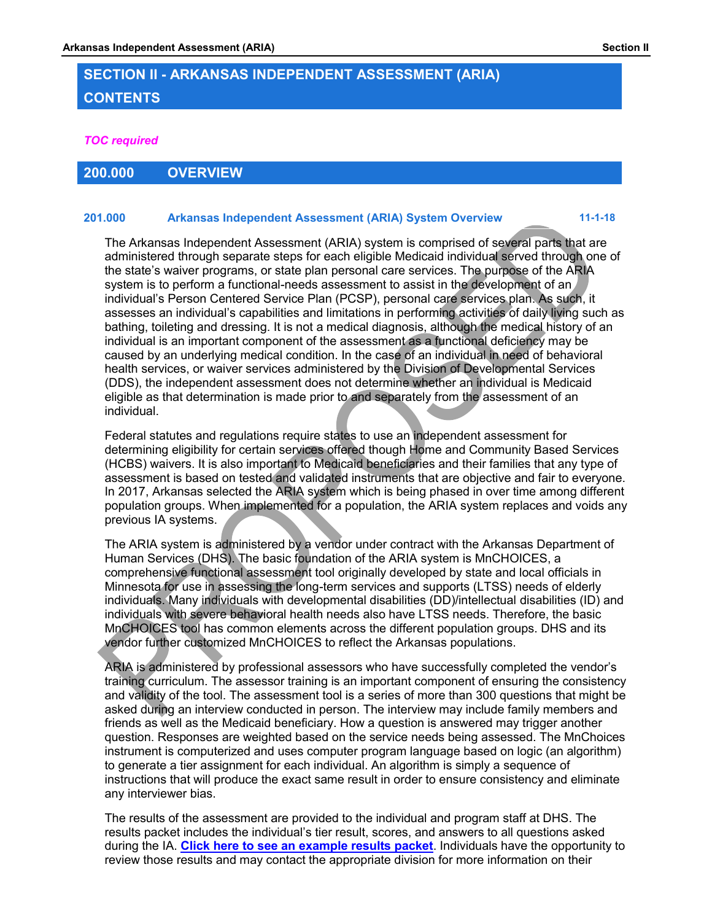# SECTION II - ARKANSAS INDEPENDENT ASSESSMENT (ARIA) CONTENTS

*TOC required*

## 200.000 OVERVIEW

### 201.000 Arkansas Independent Assessment (ARIA) System Overview 11-1-18

The Arkansas Independent Assessment (ARIA) system is comprised of several parts that are administered through separate steps for each eligible Medicaid individual served through one of the state's waiver programs, or state plan personal care services. The purpose of the ARIA system is to perform a functional-needs assessment to assist in the development of an individual's Person Centered Service Plan (PCSP), personal care services plan. As such, it assesses an individual's capabilities and limitations in performing activities of daily living such as bathing, toileting and dressing. It is not a medical diagnosis, although the medical history of an individual is an important component of the assessment as a functional deficiency may be caused by an underlying medical condition. In the case of an individual in need of behavioral health services, or waiver services administered by the Division of Developmental Services (DDS), the independent assessment does not determine whether an individual is Medicaid eligible as that determination is made prior to and separately from the assessment of an individual.

Federal statutes and regulations require states to use an independent assessment for determining eligibility for certain services offered though Home and Community Based Services (HCBS) waivers. It is also important to Medicaid beneficiaries and their families that any type of assessment is based on tested and validated instruments that are objective and fair to everyone. In 2017, Arkansas selected the ARIA system which is being phased in over time among different population groups. When implemented for a population, the ARIA system replaces and voids any previous IA systems.

The ARIA system is administered by a vendor under contract with the Arkansas Department of Human Services (DHS). The basic foundation of the ARIA system is MnCHOICES, a comprehensive functional assessment tool originally developed by state and local officials in Minnesota for use in assessing the long-term services and supports (LTSS) needs of elderly individuals. Many individuals with developmental disabilities (DD)/intellectual disabilities (ID) and individuals with severe behavioral health needs also have LTSS needs. Therefore, the basic MnCHOICES tool has common elements across the different population groups. DHS and its vendor further customized MnCHOICES to reflect the Arkansas populations.

ARIA is administered by professional assessors who have successfully completed the vendor's training curriculum. The assessor training is an important component of ensuring the consistency and validity of the tool. The assessment tool is a series of more than 300 questions that might be asked during an interview conducted in person. The interview may include family members and friends as well as the Medicaid beneficiary. How a question is answered may trigger another question. Responses are weighted based on the service needs being assessed. The MnChoices instrument is computerized and uses computer program language based on logic (an algorithm) to generate a tier assignment for each individual. An algorithm is simply a sequence of instructions that will produce the exact same result in order to ensure consistency and eliminate any interviewer bias.

The results of the assessment are provided to the individual and program staff at DHS. The results packet includes the individual's tier result, scores, and answers to all questions asked during the IA. **[Click here to see an example results packet]()**. Individuals have the opportunity to review those results and may contact the appropriate division for more information on their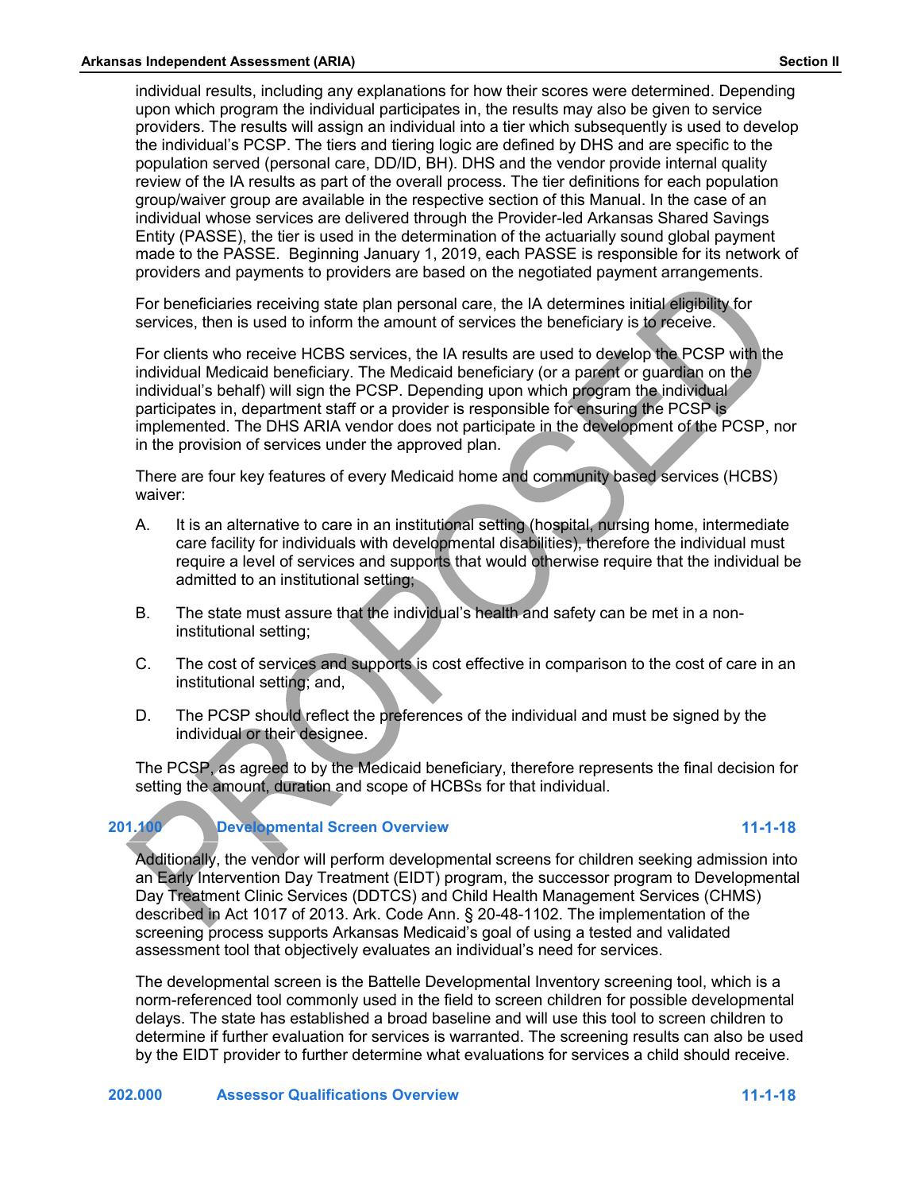individual results, including any explanations for how their scores were determined. Depending upon which program the individual participates in, the results may also be given to service providers. The results will assign an individual into a tier which subsequently is used to develop the individual's PCSP. The tiers and tiering logic are defined by DHS and are specific to the population served (personal care, DD/ID, BH). DHS and the vendor provide internal quality review of the IA results as part of the overall process. The tier definitions for each population group/waiver group are available in the respective section of this Manual. In the case of an individual whose services are delivered through the Provider-led Arkansas Shared Savings Entity (PASSE), the tier is used in the determination of the actuarially sound global payment made to the PASSE. Beginning January 1, 2019, each PASSE is responsible for its network of providers and payments to providers are based on the negotiated payment arrangements.

For beneficiaries receiving state plan personal care, the IA determines initial eligibility for services, then is used to inform the amount of services the beneficiary is to receive.

For clients who receive HCBS services, the IA results are used to develop the PCSP with the individual Medicaid beneficiary. The Medicaid beneficiary (or a parent or guardian on the individual's behalf) will sign the PCSP. Depending upon which program the individual participates in, department staff or a provider is responsible for ensuring the PCSP is implemented. The DHS ARIA vendor does not participate in the development of the PCSP, nor in the provision of services under the approved plan.

There are four key features of every Medicaid home and community based services (HCBS) waiver:

A. It is an alternative to care in an institutional setting (hospital, nursing home, intermediate care facility for individuals with developmental disabilities), therefore the individual must require a level of services and supports that would otherwise require that the individual be admitted to an institutional setting;

B. The state must assure that the individual's health and safety can be met in a non-institutional setting;

C. The cost of services and supports is cost effective in comparison to the cost of care in an institutional setting; and,

D. The PCSP should reflect the preferences of the individual and must be signed by the individual or their designee.

The PCSP, as agreed to by the Medicaid beneficiary, therefore represents the final decision for setting the amount, duration and scope of HCBSs for that individual.

### 201.100 Developmental Screen Overview 11-1-18

Additionally, the vendor will perform developmental screens for children seeking admission into an Early Intervention Day Treatment (EIDT) program, the successor program to Developmental Day Treatment Clinic Services (DDTCS) and Child Health Management Services (CHMS) described in Act 1017 of 2013. Ark. Code Ann. § 20-48-1102. The implementation of the screening process supports Arkansas Medicaid's goal of using a tested and validated assessment tool that objectively evaluates an individual's need for services.

The developmental screen is the Battelle Developmental Inventory screening tool, which is a norm-referenced tool commonly used in the field to screen children for possible developmental delays. The state has established a broad baseline and will use this tool to screen children to determine if further evaluation for services is warranted. The screening results can also be used by the EIDT provider to further determine what evaluations for services a child should receive.

### 202.000 Assessor Qualifications Overview 11-1-18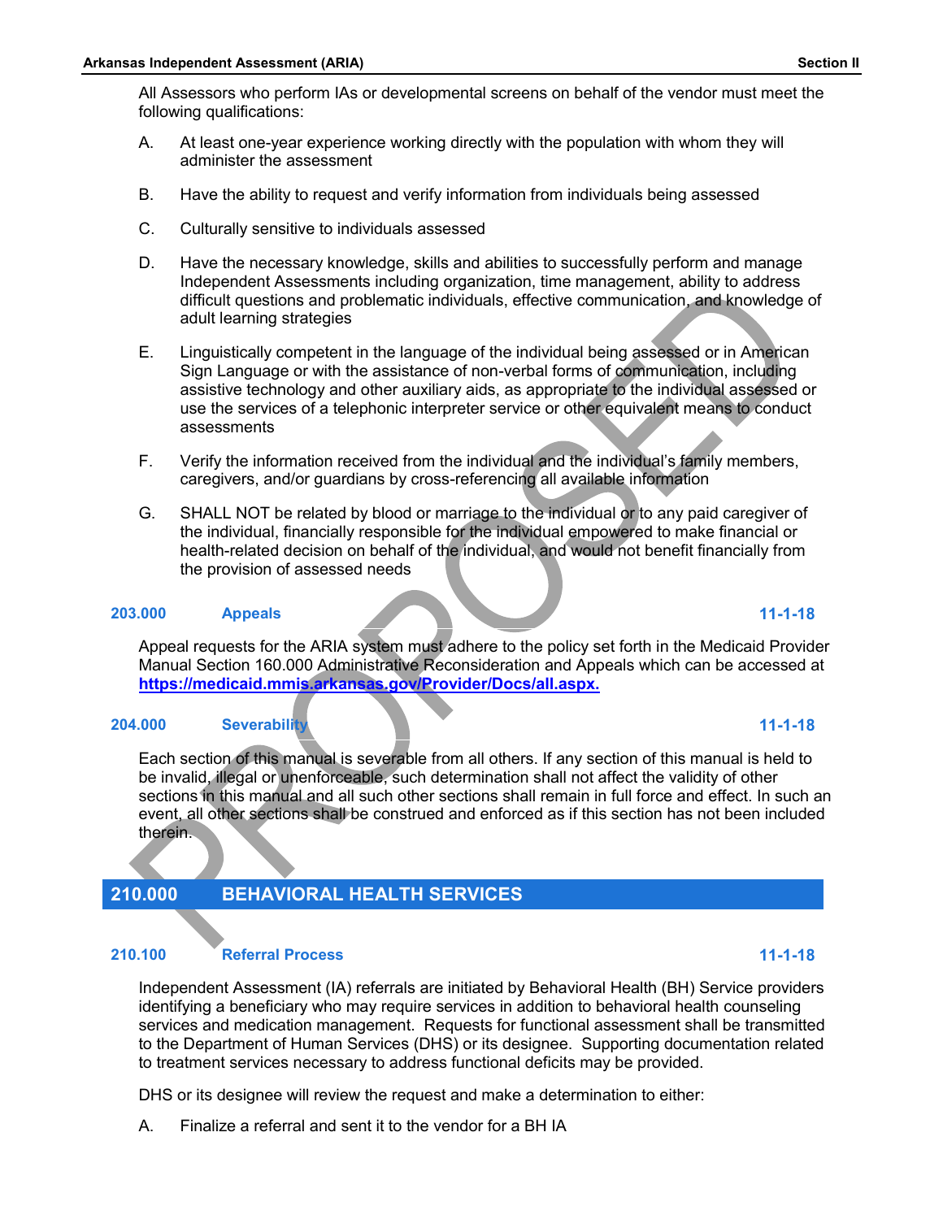All Assessors who perform IAs or developmental screens on behalf of the vendor must meet the following qualifications:

A. At least one-year experience working directly with the population with whom they will administer the assessment

B. Have the ability to request and verify information from individuals being assessed

C. Culturally sensitive to individuals assessed

D. Have the necessary knowledge, skills and abilities to successfully perform and manage Independent Assessments including organization, time management, ability to address difficult questions and problematic individuals, effective communication, and knowledge of adult learning strategies

E. Linguistically competent in the language of the individual being assessed or in American Sign Language or with the assistance of non-verbal forms of communication, including assistive technology and other auxiliary aids, as appropriate to the individual assessed or use the services of a telephonic interpreter service or other equivalent means to conduct assessments

F. Verify the information received from the individual and the individual's family members, caregivers, and/or guardians by cross-referencing all available information

G. SHALL NOT be related by blood or marriage to the individual or to any paid caregiver of the individual, financially responsible for the individual empowered to make financial or health-related decision on behalf of the individual, and would not benefit financially from the provision of assessed needs

### 203.000 Appeals 11-1-18

Appeal requests for the ARIA system must adhere to the policy set forth in the Medicaid Provider Manual Section 160.000 Administrative Reconsideration and Appeals which can be accessed at **https://medicaid.mmis.arkansas.gov/Provider/Docs/all.aspx.**

### 204.000 Severability 11-1-18

Each section of this manual is severable from all others. If any section of this manual is held to be invalid, illegal or unenforceable, such determination shall not affect the validity of other sections in this manual and all such other sections shall remain in full force and effect. In such an event, all other sections shall be construed and enforced as if this section has not been included therein.

## 210.000 BEHAVIORAL HEALTH SERVICES

### 210.100 Referral Process 11-1-18

Independent Assessment (IA) referrals are initiated by Behavioral Health (BH) Service providers identifying a beneficiary who may require services in addition to behavioral health counseling services and medication management. Requests for functional assessment shall be transmitted to the Department of Human Services (DHS) or its designee. Supporting documentation related to treatment services necessary to address functional deficits may be provided.

DHS or its designee will review the request and make a determination to either:

A. Finalize a referral and sent it to the vendor for a BH IA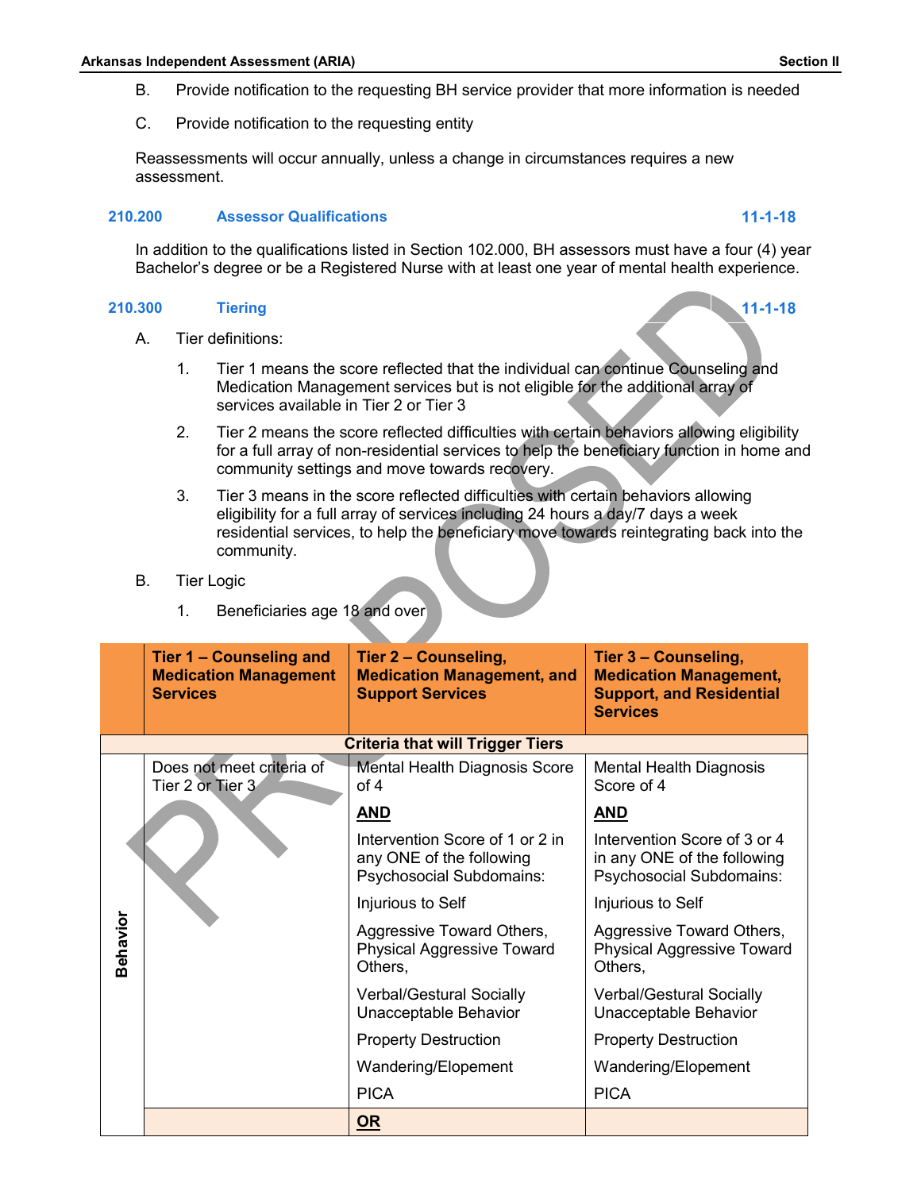B. Provide notification to the requesting BH service provider that more information is needed

C. Provide notification to the requesting entity

Reassessments will occur annually, unless a change in circumstances requires a new assessment.

### 210.200 Assessor Qualifications 11-1-18

In addition to the qualifications listed in Section 102.000, BH assessors must have a four (4) year Bachelor's degree or be a Registered Nurse with at least one year of mental health experience.

### 210.300 Tiering 11-1-18

A. Tier definitions:

1. Tier 1 means the score reflected that the individual can continue Counseling and Medication Management services but is not eligible for the additional array of services available in Tier 2 or Tier 3

2. Tier 2 means the score reflected difficulties with certain behaviors allowing eligibility for a full array of non-residential services to help the beneficiary function in home and community settings and move towards recovery.

3. Tier 3 means in the score reflected difficulties with certain behaviors allowing eligibility for a full array of services including 24 hours a day/7 days a week residential services, to help the beneficiary move towards reintegrating back into the community.

B. Tier Logic

1. Beneficiaries age 18 and over

| | **Tier 1 – Counseling and Medication Management Services** | **Tier 2 – Counseling, Medication Management, and Support Services** | **Tier 3 – Counseling, Medication Management, Support, and Residential Services** |
|---|---|---|---|
| | | **Criteria that will Trigger Tiers** | |
| **Behavior** | Does not meet criteria of Tier 2 or Tier 3 | Mental Health Diagnosis Score of 4<br><br>**AND**<br><br>Intervention Score of 1 or 2 in any ONE of the following Psychosocial Subdomains:<br><br>Injurious to Self<br><br>Aggressive Toward Others, Physical Aggressive Toward Others,<br><br>Verbal/Gestural Socially Unacceptable Behavior<br><br>Property Destruction<br><br>Wandering/Elopement<br><br>PICA | Mental Health Diagnosis Score of 4<br><br>**AND**<br><br>Intervention Score of 3 or 4 in any ONE of the following Psychosocial Subdomains:<br><br>Injurious to Self<br><br>Aggressive Toward Others, Physical Aggressive Toward Others,<br><br>Verbal/Gestural Socially Unacceptable Behavior<br><br>Property Destruction<br><br>Wandering/Elopement<br><br>PICA |
| | | **OR** | |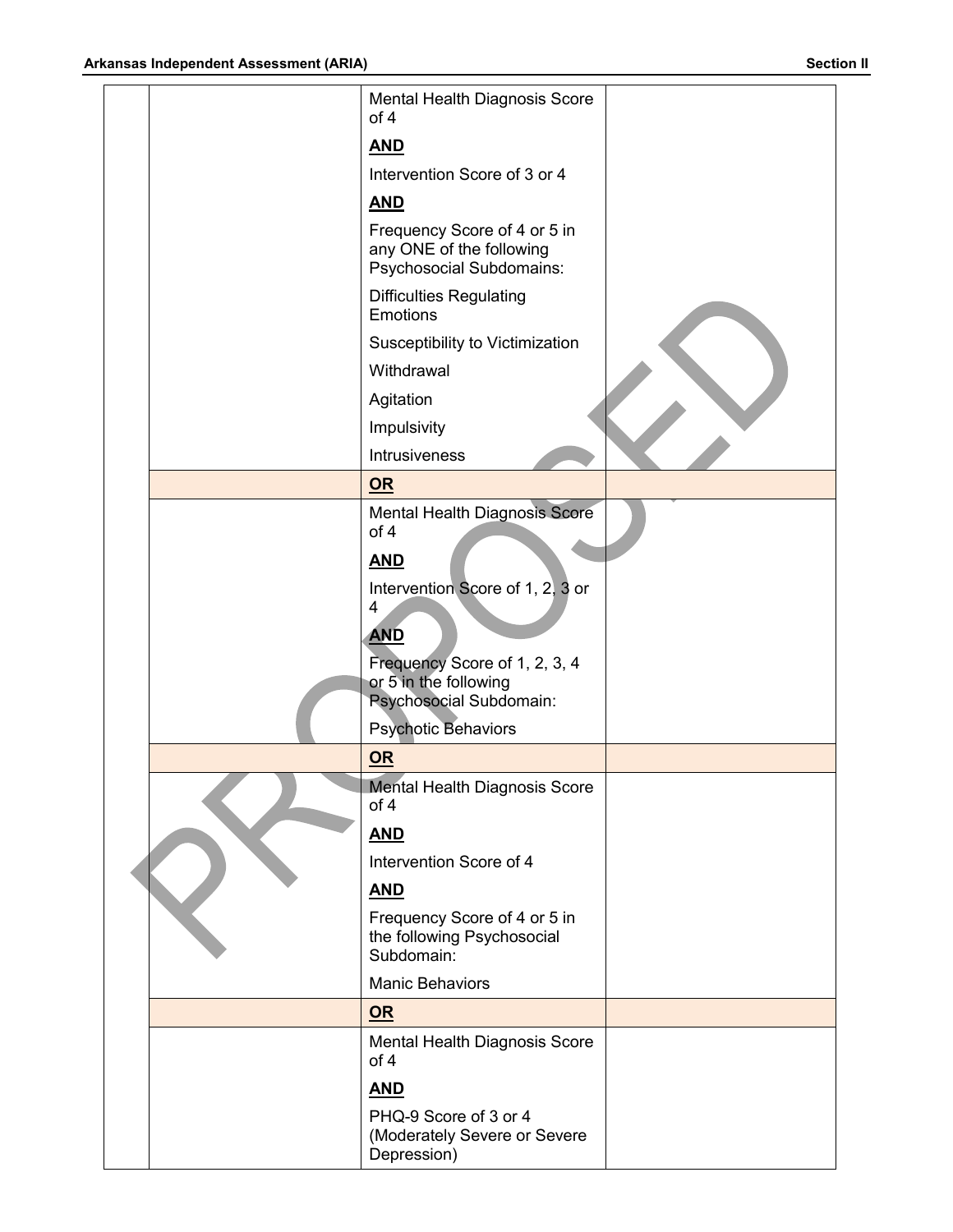| | | | |
|---|---|---|---|
| | | Mental Health Diagnosis Score of 4<br><br>**AND**<br><br>Intervention Score of 3 or 4<br><br>**AND**<br><br>Frequency Score of 4 or 5 in any ONE of the following Psychosocial Subdomains:<br><br>Difficulties Regulating Emotions<br><br>Susceptibility to Victimization<br><br>Withdrawal<br><br>Agitation<br><br>Impulsivity<br><br>Intrusiveness | |
| | | **OR** | |
| | | Mental Health Diagnosis Score of 4<br><br>**AND**<br><br>Intervention Score of 1, 2, 3 or 4<br><br>**AND**<br><br>Frequency Score of 1, 2, 3, 4 or 5 in the following Psychosocial Subdomain:<br><br>Psychotic Behaviors | |
| | | **OR** | |
| | | Mental Health Diagnosis Score of 4<br><br>**AND**<br><br>Intervention Score of 4<br><br>**AND**<br><br>Frequency Score of 4 or 5 in the following Psychosocial Subdomain:<br><br>Manic Behaviors | |
| | | **OR** | |
| | | Mental Health Diagnosis Score of 4<br><br>**AND**<br><br>PHQ-9 Score of 3 or 4 (Moderately Severe or Severe Depression) | |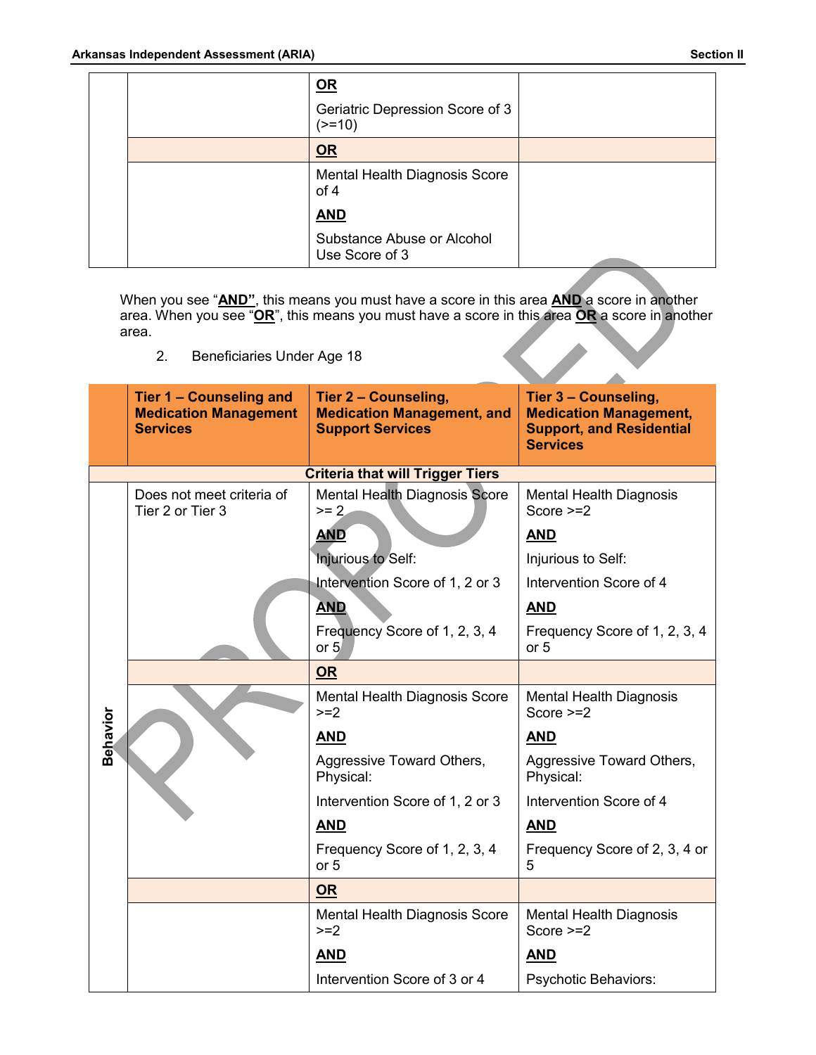| | | | |
|---|---|---|---|
| | | **OR** Geriatric Depression Score of 3 (>=10) | |
| | | **OR** | |
| | | Mental Health Diagnosis Score of 4 **AND** Substance Abuse or Alcohol Use Score of 3 | |

When you see "**AND"**, this means you must have a score in this area **AND** a score in another area. When you see "**OR**", this means you must have a score in this area **OR** a score in another area.

2. Beneficiaries Under Age 18

| | Tier 1 – Counseling and Medication Management Services | Tier 2 – Counseling, Medication Management, and Support Services | Tier 3 – Counseling, Medication Management, Support, and Residential Services |
|---|---|---|---|
| | | **Criteria that will Trigger Tiers** | |
| Behavior | Does not meet criteria of Tier 2 or Tier 3 | Mental Health Diagnosis Score >= 2 **AND** Injurious to Self: Intervention Score of 1, 2 or 3 **AND** Frequency Score of 1, 2, 3, 4 or 5 | Mental Health Diagnosis Score >=2 **AND** Injurious to Self: Intervention Score of 4 **AND** Frequency Score of 1, 2, 3, 4 or 5 |
| | | **OR** | |
| | | Mental Health Diagnosis Score >=2 **AND** Aggressive Toward Others, Physical: Intervention Score of 1, 2 or 3 **AND** Frequency Score of 1, 2, 3, 4 or 5 | Mental Health Diagnosis Score >=2 **AND** Aggressive Toward Others, Physical: Intervention Score of 4 **AND** Frequency Score of 2, 3, 4 or 5 |
| | | **OR** | |
| | | Mental Health Diagnosis Score >=2 **AND** Intervention Score of 3 or 4 | Mental Health Diagnosis Score >=2 **AND** Psychotic Behaviors: |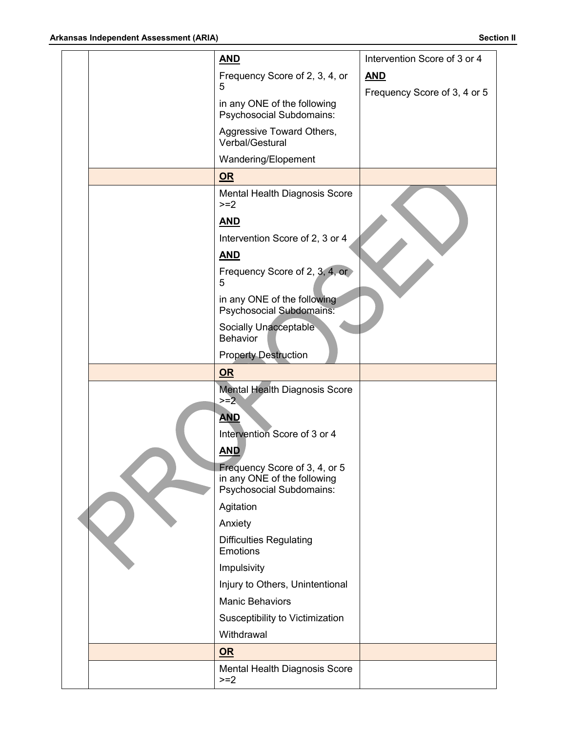| | | | |
|---|---|---|---|
| | | **AND**<br><br>Frequency Score of 2, 3, 4, or 5<br><br>in any ONE of the following Psychosocial Subdomains:<br><br>Aggressive Toward Others, Verbal/Gestural<br><br>Wandering/Elopement | Intervention Score of 3 or 4<br><br>**AND**<br><br>Frequency Score of 3, 4 or 5 |
| | | **OR** | |
| | | Mental Health Diagnosis Score >=2<br><br>**AND**<br><br>Intervention Score of 2, 3 or 4<br><br>**AND**<br><br>Frequency Score of 2, 3, 4, or 5<br><br>in any ONE of the following Psychosocial Subdomains:<br><br>Socially Unacceptable Behavior<br><br>Property Destruction | |
| | | **OR** | |
| | | Mental Health Diagnosis Score >=2<br><br>**AND**<br><br>Intervention Score of 3 or 4<br><br>**AND**<br><br>Frequency Score of 3, 4, or 5 in any ONE of the following Psychosocial Subdomains:<br><br>Agitation<br><br>Anxiety<br><br>Difficulties Regulating Emotions<br><br>Impulsivity<br><br>Injury to Others, Unintentional<br><br>Manic Behaviors<br><br>Susceptibility to Victimization<br><br>Withdrawal | |
| | | **OR** | |
| | | Mental Health Diagnosis Score >=2 | |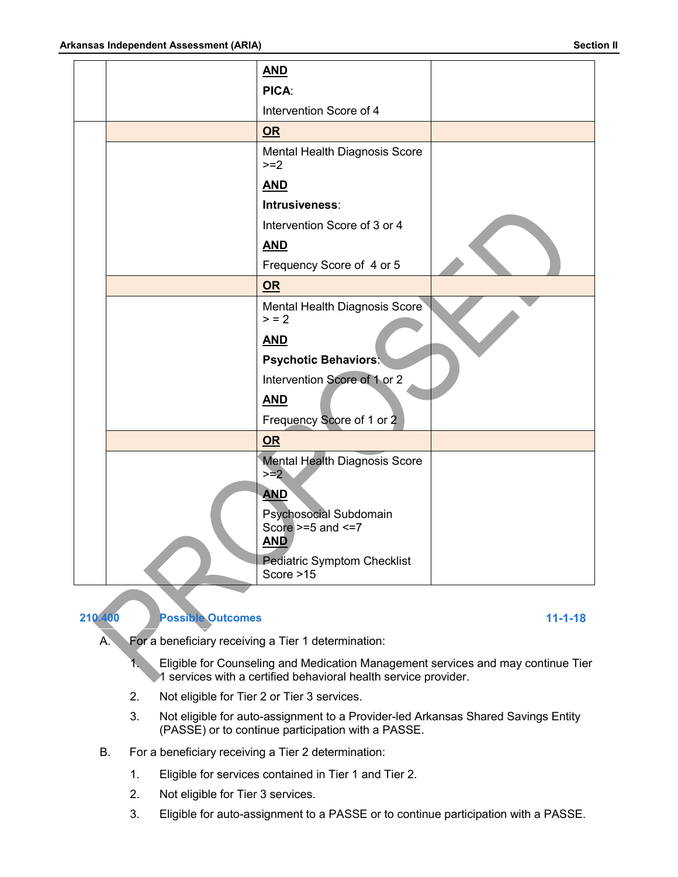| | | | |
|---|---|---|---|
| | | **AND**<br>**PICA**:<br>Intervention Score of 4 | |
| | | **OR** | |
| | | Mental Health Diagnosis Score >=2<br>**AND**<br>**Intrusiveness**:<br>Intervention Score of 3 or 4<br>**AND**<br>Frequency Score of 4 or 5 | |
| | | **OR** | |
| | | Mental Health Diagnosis Score > = 2<br>**AND**<br>**Psychotic Behaviors**:<br>Intervention Score of 1 or 2<br>**AND**<br>Frequency Score of 1 or 2 | |
| | | **OR** | |
| | | Mental Health Diagnosis Score >=2<br>**AND**<br>Psychosocial Subdomain Score >=5 and <=7<br>**AND**<br>Pediatric Symptom Checklist Score >15 | |

PROPOSED

### 210.400 Possible Outcomes 11-1-18

A. For a beneficiary receiving a Tier 1 determination:

1. Eligible for Counseling and Medication Management services and may continue Tier 1 services with a certified behavioral health service provider.
2. Not eligible for Tier 2 or Tier 3 services.
3. Not eligible for auto-assignment to a Provider-led Arkansas Shared Savings Entity (PASSE) or to continue participation with a PASSE.

B. For a beneficiary receiving a Tier 2 determination:

1. Eligible for services contained in Tier 1 and Tier 2.
2. Not eligible for Tier 3 services.
3. Eligible for auto-assignment to a PASSE or to continue participation with a PASSE.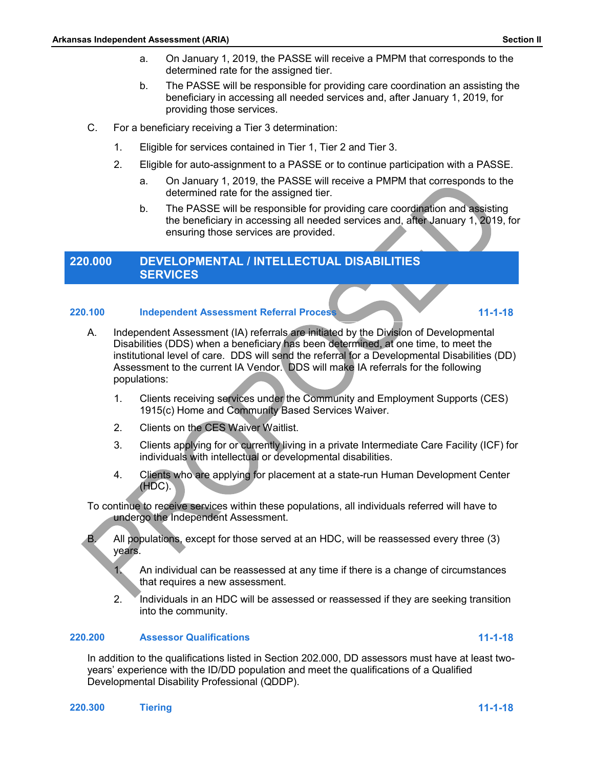a. On January 1, 2019, the PASSE will receive a PMPM that corresponds to the determined rate for the assigned tier.

b. The PASSE will be responsible for providing care coordination an assisting the beneficiary in accessing all needed services and, after January 1, 2019, for providing those services.

C. For a beneficiary receiving a Tier 3 determination:

1. Eligible for services contained in Tier 1, Tier 2 and Tier 3.

2. Eligible for auto-assignment to a PASSE or to continue participation with a PASSE.

   a. On January 1, 2019, the PASSE will receive a PMPM that corresponds to the determined rate for the assigned tier.

   b. The PASSE will be responsible for providing care coordination and assisting the beneficiary in accessing all needed services and, after January 1, 2019, for ensuring those services are provided.

## 220.000 DEVELOPMENTAL / INTELLECTUAL DISABILITIES SERVICES

### 220.100 Independent Assessment Referral Process — 11-1-18

A. Independent Assessment (IA) referrals are initiated by the Division of Developmental Disabilities (DDS) when a beneficiary has been determined, at one time, to meet the institutional level of care. DDS will send the referral for a Developmental Disabilities (DD) Assessment to the current IA Vendor. DDS will make IA referrals for the following populations:

1. Clients receiving services under the Community and Employment Supports (CES) 1915(c) Home and Community Based Services Waiver.

2. Clients on the CES Waiver Waitlist.

3. Clients applying for or currently living in a private Intermediate Care Facility (ICF) for individuals with intellectual or developmental disabilities.

4. Clients who are applying for placement at a state-run Human Development Center (HDC).

To continue to receive services within these populations, all individuals referred will have to undergo the Independent Assessment.

B. All populations, except for those served at an HDC, will be reassessed every three (3) years.

1. An individual can be reassessed at any time if there is a change of circumstances that requires a new assessment.

2. Individuals in an HDC will be assessed or reassessed if they are seeking transition into the community.

### 220.200 Assessor Qualifications — 11-1-18

In addition to the qualifications listed in Section 202.000, DD assessors must have at least two-years' experience with the ID/DD population and meet the qualifications of a Qualified Developmental Disability Professional (QDDP).

### 220.300 Tiering — 11-1-18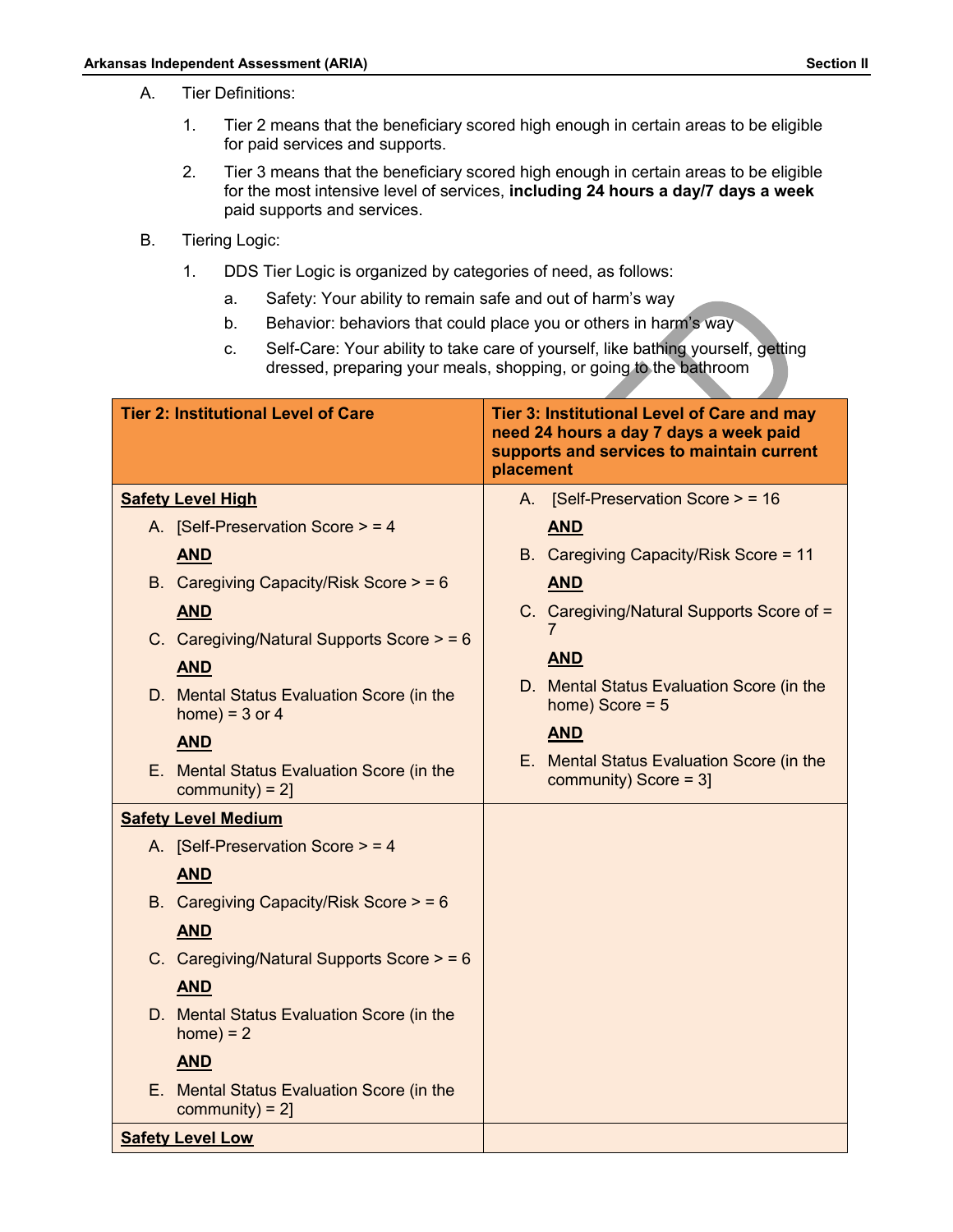A. Tier Definitions:

1. Tier 2 means that the beneficiary scored high enough in certain areas to be eligible for paid services and supports.

2. Tier 3 means that the beneficiary scored high enough in certain areas to be eligible for the most intensive level of services, **including 24 hours a day/7 days a week** paid supports and services.

B. Tiering Logic:

1. DDS Tier Logic is organized by categories of need, as follows:

   a. Safety: Your ability to remain safe and out of harm's way

   b. Behavior: behaviors that could place you or others in harm's way

   c. Self-Care: Your ability to take care of yourself, like bathing yourself, getting dressed, preparing your meals, shopping, or going to the bathroom

| **Tier 2: Institutional Level of Care** | **Tier 3: Institutional Level of Care and may need 24 hours a day 7 days a week paid supports and services to maintain current placement** |
|---|---|
| **Safety Level High**<br>A. [Self-Preservation Score > = 4<br>**AND**<br>B. Caregiving Capacity/Risk Score > = 6<br>**AND**<br>C. Caregiving/Natural Supports Score > = 6<br>**AND**<br>D. Mental Status Evaluation Score (in the home) = 3 or 4<br>**AND**<br>E. Mental Status Evaluation Score (in the community) = 2] | A. [Self-Preservation Score > = 16<br>**AND**<br>B. Caregiving Capacity/Risk Score = 11<br>**AND**<br>C. Caregiving/Natural Supports Score of = 7<br>**AND**<br>D. Mental Status Evaluation Score (in the home) Score = 5<br>**AND**<br>E. Mental Status Evaluation Score (in the community) Score = 3] |
| **Safety Level Medium**<br>A. [Self-Preservation Score > = 4<br>**AND**<br>B. Caregiving Capacity/Risk Score > = 6<br>**AND**<br>C. Caregiving/Natural Supports Score > = 6<br>**AND**<br>D. Mental Status Evaluation Score (in the home) = 2<br>**AND**<br>E. Mental Status Evaluation Score (in the community) = 2] | |
| **Safety Level Low** | |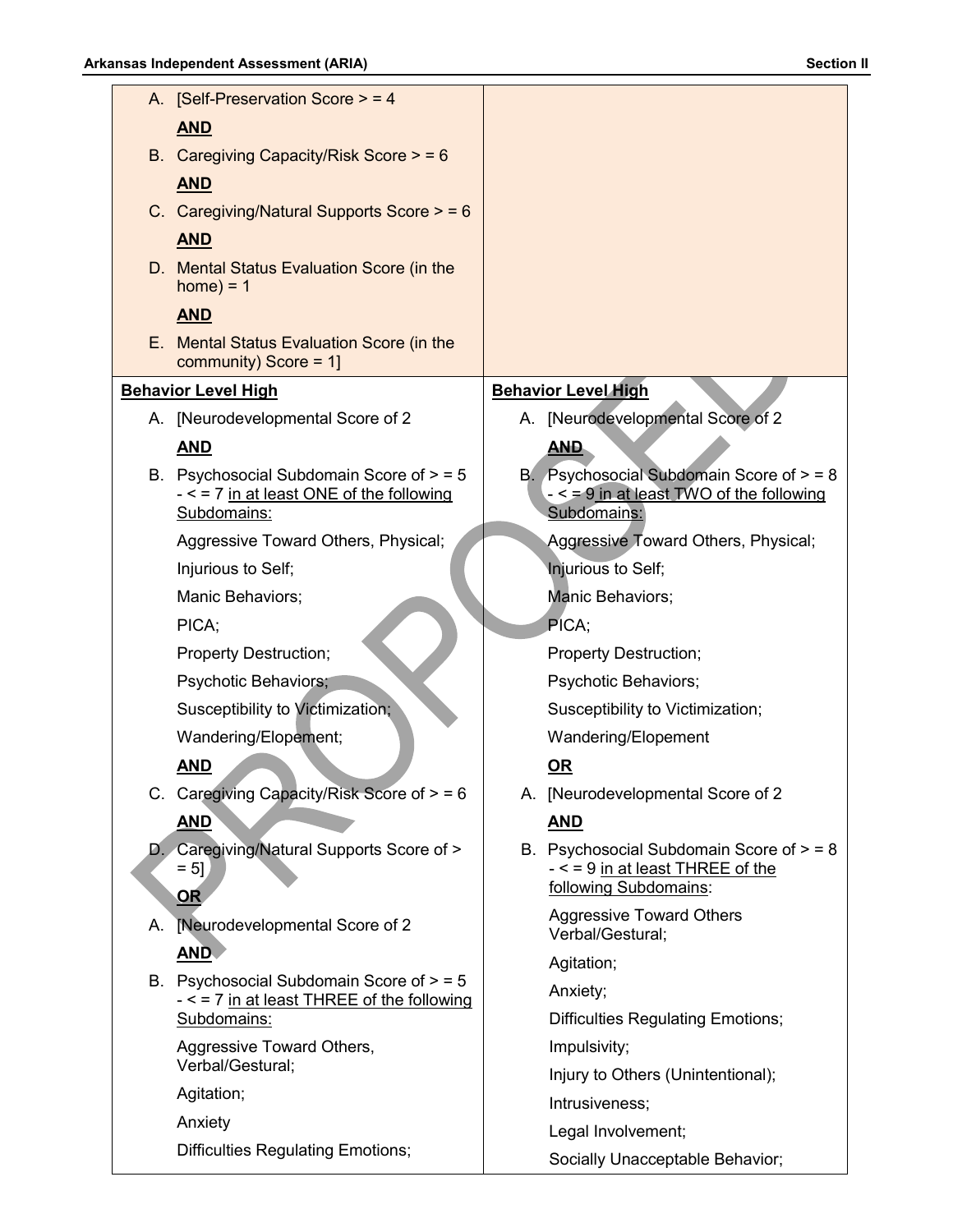| | |
|---|---|
| A. [Self-Preservation Score > = 4<br>**AND**<br>B. Caregiving Capacity/Risk Score > = 6<br>**AND**<br>C. Caregiving/Natural Supports Score > = 6<br>**AND**<br>D. Mental Status Evaluation Score (in the home) = 1<br>**AND**<br>E. Mental Status Evaluation Score (in the community) Score = 1] | |
| **Behavior Level High**<br>A. [Neurodevelopmental Score of 2<br>**AND**<br>B. Psychosocial Subdomain Score of > = 5 - < = 7 in at least ONE of the following Subdomains:<br>Aggressive Toward Others, Physical;<br>Injurious to Self;<br>Manic Behaviors;<br>PICA;<br>Property Destruction;<br>Psychotic Behaviors;<br>Susceptibility to Victimization;<br>Wandering/Elopement;<br>**AND**<br>C. Caregiving Capacity/Risk Score of > = 6<br>**AND**<br>D. Caregiving/Natural Supports Score of > = 5]<br>**OR**<br>A. [Neurodevelopmental Score of 2<br>**AND**<br>B. Psychosocial Subdomain Score of > = 5 - < = 7 in at least THREE of the following Subdomains:<br>Aggressive Toward Others, Verbal/Gestural;<br>Agitation;<br>Anxiety<br>Difficulties Regulating Emotions; | **Behavior Level High**<br>A. [Neurodevelopmental Score of 2<br>**AND**<br>B. Psychosocial Subdomain Score of > = 8 - < = 9 in at least TWO of the following Subdomains:<br>Aggressive Toward Others, Physical;<br>Injurious to Self;<br>Manic Behaviors;<br>PICA;<br>Property Destruction;<br>Psychotic Behaviors;<br>Susceptibility to Victimization;<br>Wandering/Elopement<br>**OR**<br>A. [Neurodevelopmental Score of 2<br>**AND**<br>B. Psychosocial Subdomain Score of > = 8 - < = 9 in at least THREE of the following Subdomains:<br>Aggressive Toward Others Verbal/Gestural;<br>Agitation;<br>Anxiety;<br>Difficulties Regulating Emotions;<br>Impulsivity;<br>Injury to Others (Unintentional);<br>Intrusiveness;<br>Legal Involvement;<br>Socially Unacceptable Behavior; |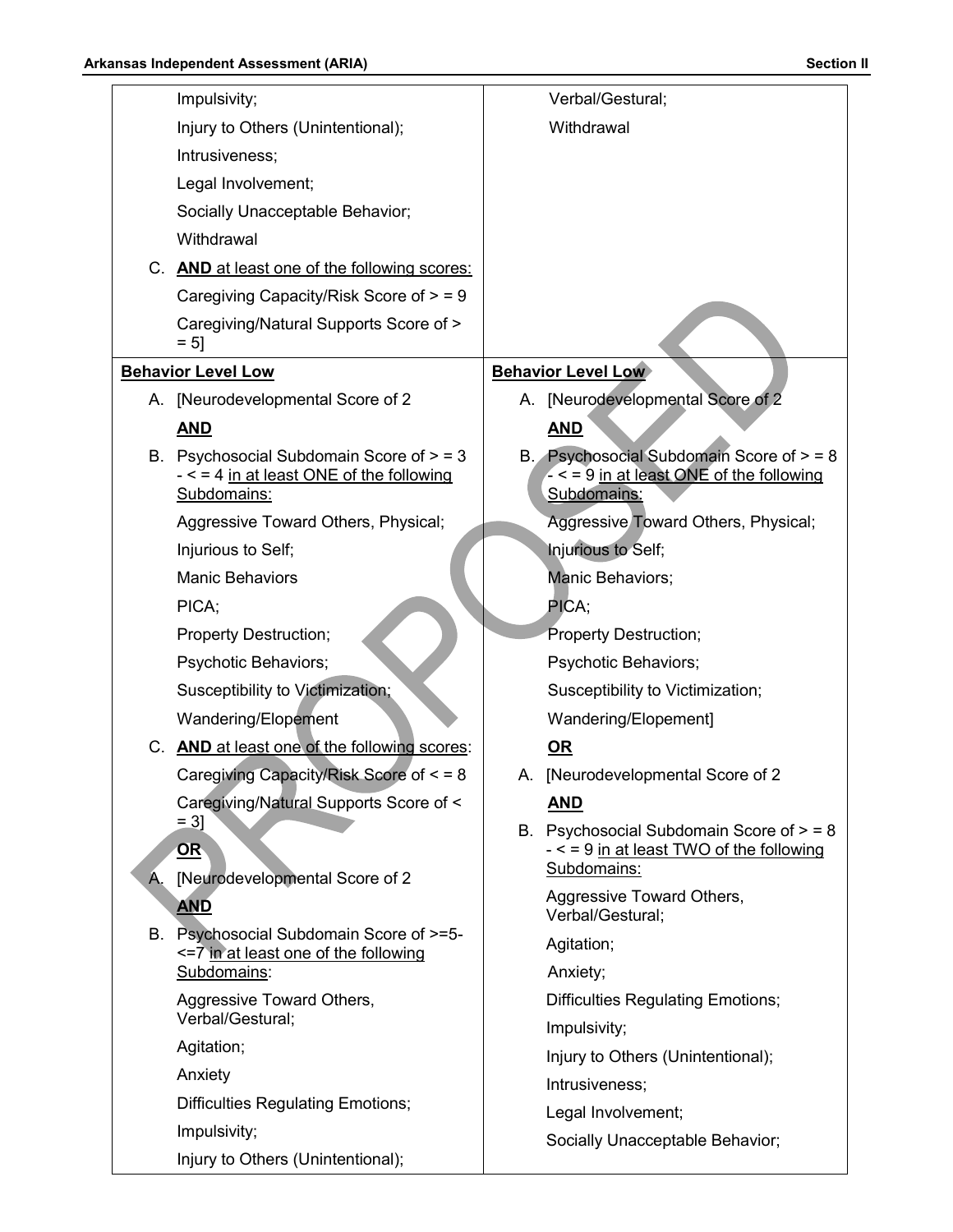| | |
|---|---|
| Impulsivity;<br>Injury to Others (Unintentional);<br>Intrusiveness;<br>Legal Involvement;<br>Socially Unacceptable Behavior;<br>Withdrawal<br>C. **AND** at least one of the following scores:<br>Caregiving Capacity/Risk Score of > = 9<br>Caregiving/Natural Supports Score of > = 5] | Verbal/Gestural;<br>Withdrawal |
| **Behavior Level Low**<br>A. [Neurodevelopmental Score of 2<br>**AND**<br>B. Psychosocial Subdomain Score of > = 3 - < = 4 in at least ONE of the following Subdomains:<br>Aggressive Toward Others, Physical;<br>Injurious to Self;<br>Manic Behaviors<br>PICA;<br>Property Destruction;<br>Psychotic Behaviors;<br>Susceptibility to Victimization;<br>Wandering/Elopement<br>C. **AND** at least one of the following scores:<br>Caregiving Capacity/Risk Score of < = 8<br>Caregiving/Natural Supports Score of < = 3]<br>**OR**<br>A. [Neurodevelopmental Score of 2<br>**AND**<br>B. Psychosocial Subdomain Score of >=5- <=7 in at least one of the following Subdomains:<br>Aggressive Toward Others, Verbal/Gestural;<br>Agitation;<br>Anxiety<br>Difficulties Regulating Emotions;<br>Impulsivity;<br>Injury to Others (Unintentional); | **Behavior Level Low**<br>A. [Neurodevelopmental Score of 2<br>**AND**<br>B. Psychosocial Subdomain Score of > = 8 - < = 9 in at least ONE of the following Subdomains:<br>Aggressive Toward Others, Physical;<br>Injurious to Self;<br>Manic Behaviors;<br>PICA;<br>Property Destruction;<br>Psychotic Behaviors;<br>Susceptibility to Victimization;<br>Wandering/Elopement]<br>**OR**<br>A. [Neurodevelopmental Score of 2<br>**AND**<br>B. Psychosocial Subdomain Score of > = 8 - < = 9 in at least TWO of the following Subdomains:<br>Aggressive Toward Others, Verbal/Gestural;<br>Agitation;<br>Anxiety;<br>Difficulties Regulating Emotions;<br>Impulsivity;<br>Injury to Others (Unintentional);<br>Intrusiveness;<br>Legal Involvement;<br>Socially Unacceptable Behavior; |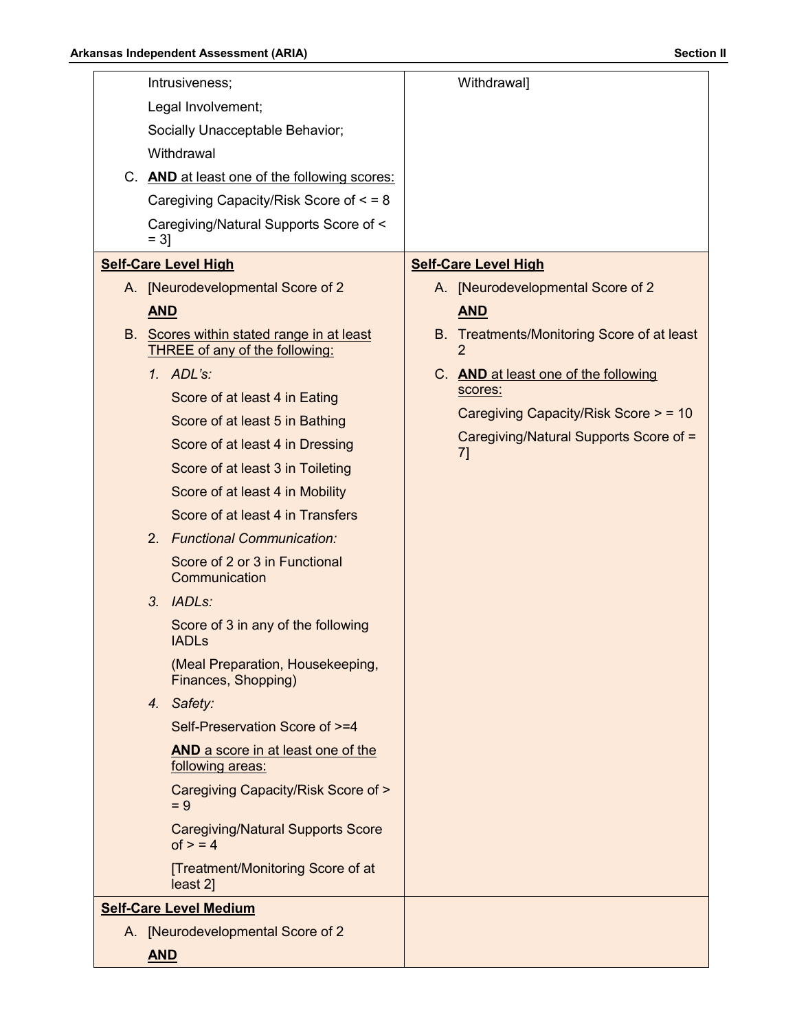| | |
|---|---|
| Intrusiveness;<br>Legal Involvement;<br>Socially Unacceptable Behavior;<br>Withdrawal<br>C. **AND** at least one of the following scores:<br>Caregiving Capacity/Risk Score of < = 8<br>Caregiving/Natural Supports Score of < = 3] | Withdrawal] |
| **Self-Care Level High**<br>A. [Neurodevelopmental Score of 2<br>**AND**<br>B. Scores within stated range in at least THREE of any of the following:<br>1. *ADL's:*<br>Score of at least 4 in Eating<br>Score of at least 5 in Bathing<br>Score of at least 4 in Dressing<br>Score of at least 3 in Toileting<br>Score of at least 4 in Mobility<br>Score of at least 4 in Transfers<br>2. *Functional Communication:*<br>Score of 2 or 3 in Functional Communication<br>3. *IADLs:*<br>Score of 3 in any of the following IADLs<br>(Meal Preparation, Housekeeping, Finances, Shopping)<br>4. *Safety:*<br>Self-Preservation Score of >=4<br>**AND** a score in at least one of the following areas:<br>Caregiving Capacity/Risk Score of > = 9<br>Caregiving/Natural Supports Score of > = 4<br>[Treatment/Monitoring Score of at least 2] | **Self-Care Level High**<br>A. [Neurodevelopmental Score of 2<br>**AND**<br>B. Treatments/Monitoring Score of at least 2<br>C. **AND** at least one of the following scores:<br>Caregiving Capacity/Risk Score > = 10<br>Caregiving/Natural Supports Score of = 7] |
| **Self-Care Level Medium**<br>A. [Neurodevelopmental Score of 2<br>**AND** | |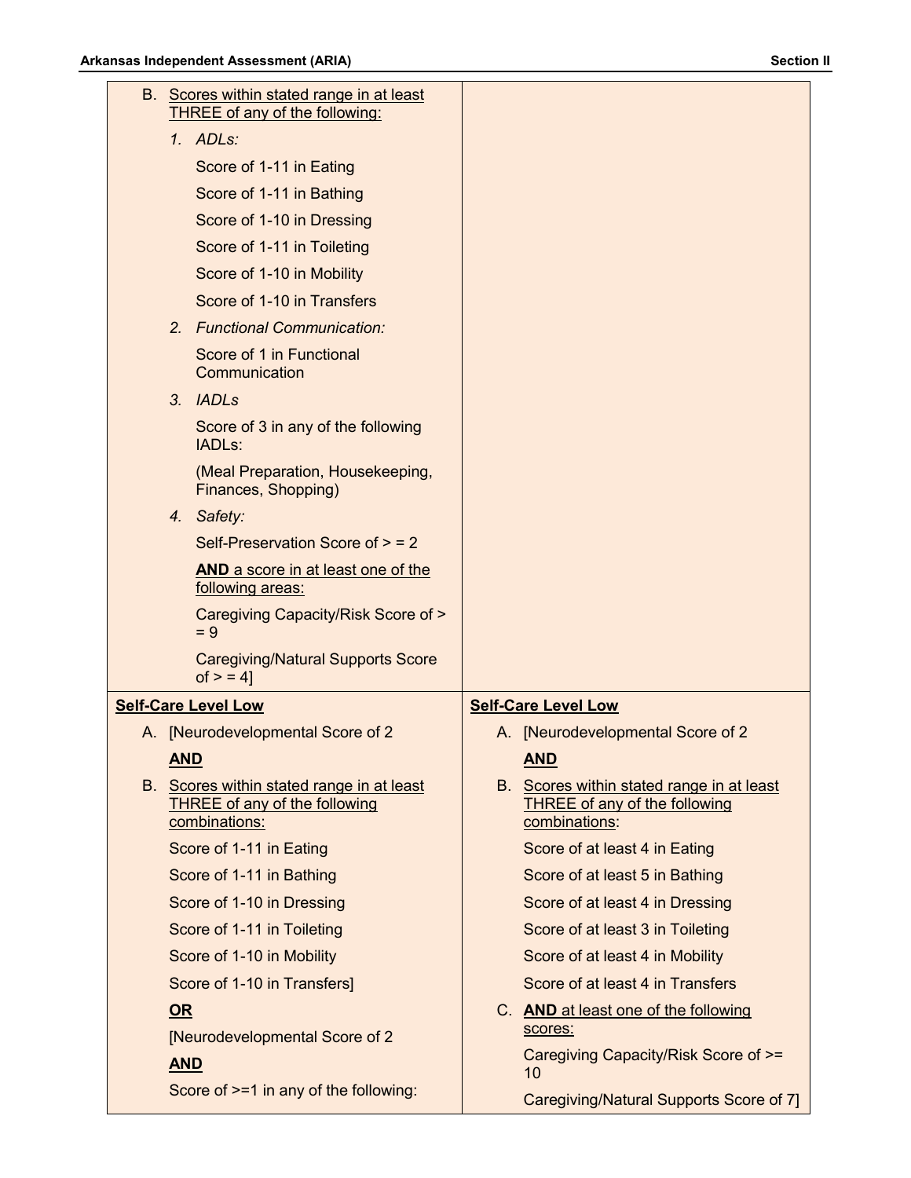| | |
|---|---|
| B. <u>Scores within stated range in at least THREE of any of the following:</u><br>*1. ADLs:*<br>Score of 1-11 in Eating<br>Score of 1-11 in Bathing<br>Score of 1-10 in Dressing<br>Score of 1-11 in Toileting<br>Score of 1-10 in Mobility<br>Score of 1-10 in Transfers<br>*2. Functional Communication:*<br>Score of 1 in Functional Communication<br>*3. IADLs*<br>Score of 3 in any of the following IADLs:<br>(Meal Preparation, Housekeeping, Finances, Shopping)<br>*4. Safety:*<br>Self-Preservation Score of > = 2<br><u>**AND** a score in at least one of the following areas:</u><br>Caregiving Capacity/Risk Score of > = 9<br>Caregiving/Natural Supports Score of > = 4] | |
| <u>**Self-Care Level Low**</u><br>A. [Neurodevelopmental Score of 2<br><u>**AND**</u><br>B. <u>Scores within stated range in at least THREE of any of the following combinations:</u><br>Score of 1-11 in Eating<br>Score of 1-11 in Bathing<br>Score of 1-10 in Dressing<br>Score of 1-11 in Toileting<br>Score of 1-10 in Mobility<br>Score of 1-10 in Transfers]<br><u>**OR**</u><br>[Neurodevelopmental Score of 2<br><u>**AND**</u><br>Score of >=1 in any of the following: | <u>**Self-Care Level Low**</u><br>A. [Neurodevelopmental Score of 2<br><u>**AND**</u><br>B. <u>Scores within stated range in at least THREE of any of the following combinations</u>:<br>Score of at least 4 in Eating<br>Score of at least 5 in Bathing<br>Score of at least 4 in Dressing<br>Score of at least 3 in Toileting<br>Score of at least 4 in Mobility<br>Score of at least 4 in Transfers<br>C. <u>**AND** at least one of the following scores:</u><br>Caregiving Capacity/Risk Score of >= 10<br>Caregiving/Natural Supports Score of 7] |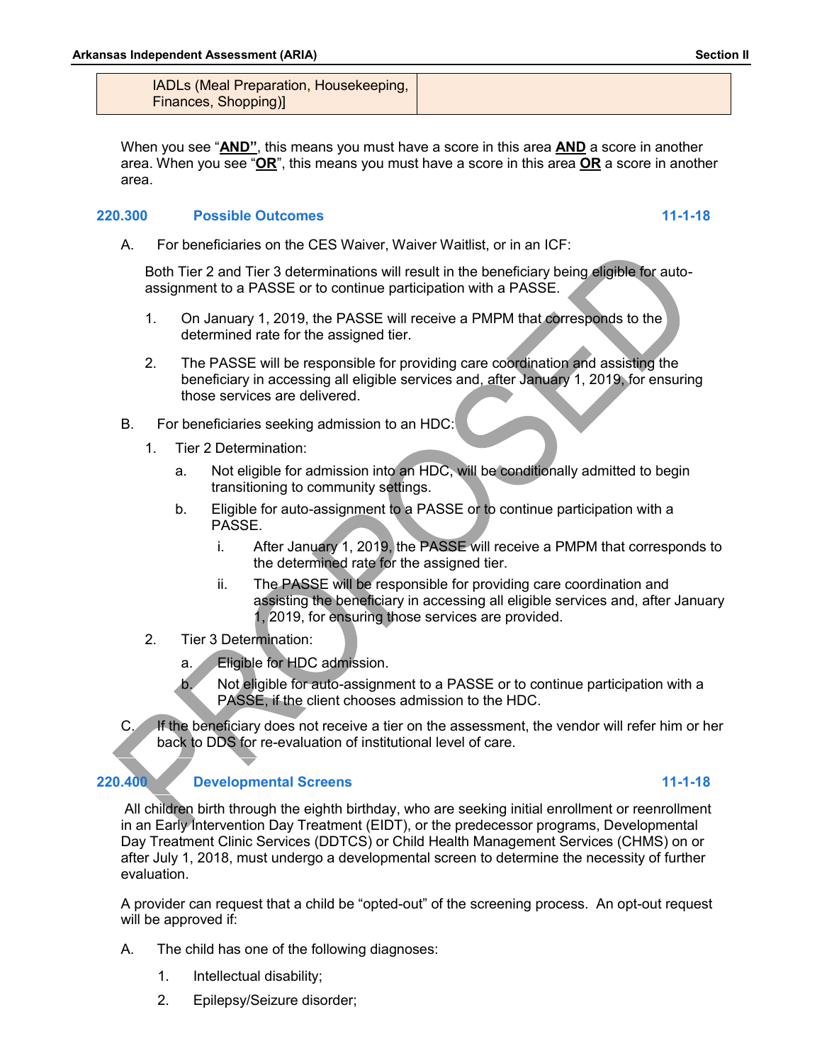| IADLs (Meal Preparation, Housekeeping, Finances, Shopping)] | |
|---|---|

When you see "**AND**", this means you must have a score in this area **AND** a score in another area. When you see "**OR**", this means you must have a score in this area **OR** a score in another area.

### 220.300 Possible Outcomes 11-1-18

A. For beneficiaries on the CES Waiver, Waiver Waitlist, or in an ICF:

Both Tier 2 and Tier 3 determinations will result in the beneficiary being eligible for auto-assignment to a PASSE or to continue participation with a PASSE.

1. On January 1, 2019, the PASSE will receive a PMPM that corresponds to the determined rate for the assigned tier.
2. The PASSE will be responsible for providing care coordination and assisting the beneficiary in accessing all eligible services and, after January 1, 2019, for ensuring those services are delivered.

B. For beneficiaries seeking admission to an HDC:

1. Tier 2 Determination:
   a. Not eligible for admission into an HDC, will be conditionally admitted to begin transitioning to community settings.
   b. Eligible for auto-assignment to a PASSE or to continue participation with a PASSE.
      i. After January 1, 2019, the PASSE will receive a PMPM that corresponds to the determined rate for the assigned tier.
      ii. The PASSE will be responsible for providing care coordination and assisting the beneficiary in accessing all eligible services and, after January 1, 2019, for ensuring those services are provided.
2. Tier 3 Determination:
   a. Eligible for HDC admission.
   b. Not eligible for auto-assignment to a PASSE or to continue participation with a PASSE, if the client chooses admission to the HDC.

C. If the beneficiary does not receive a tier on the assessment, the vendor will refer him or her back to DDS for re-evaluation of institutional level of care.

### 220.400 Developmental Screens 11-1-18

All children birth through the eighth birthday, who are seeking initial enrollment or reenrollment in an Early Intervention Day Treatment (EIDT), or the predecessor programs, Developmental Day Treatment Clinic Services (DDTCS) or Child Health Management Services (CHMS) on or after July 1, 2018, must undergo a developmental screen to determine the necessity of further evaluation.

A provider can request that a child be "opted-out" of the screening process. An opt-out request will be approved if:

A. The child has one of the following diagnoses:

1. Intellectual disability;
2. Epilepsy/Seizure disorder;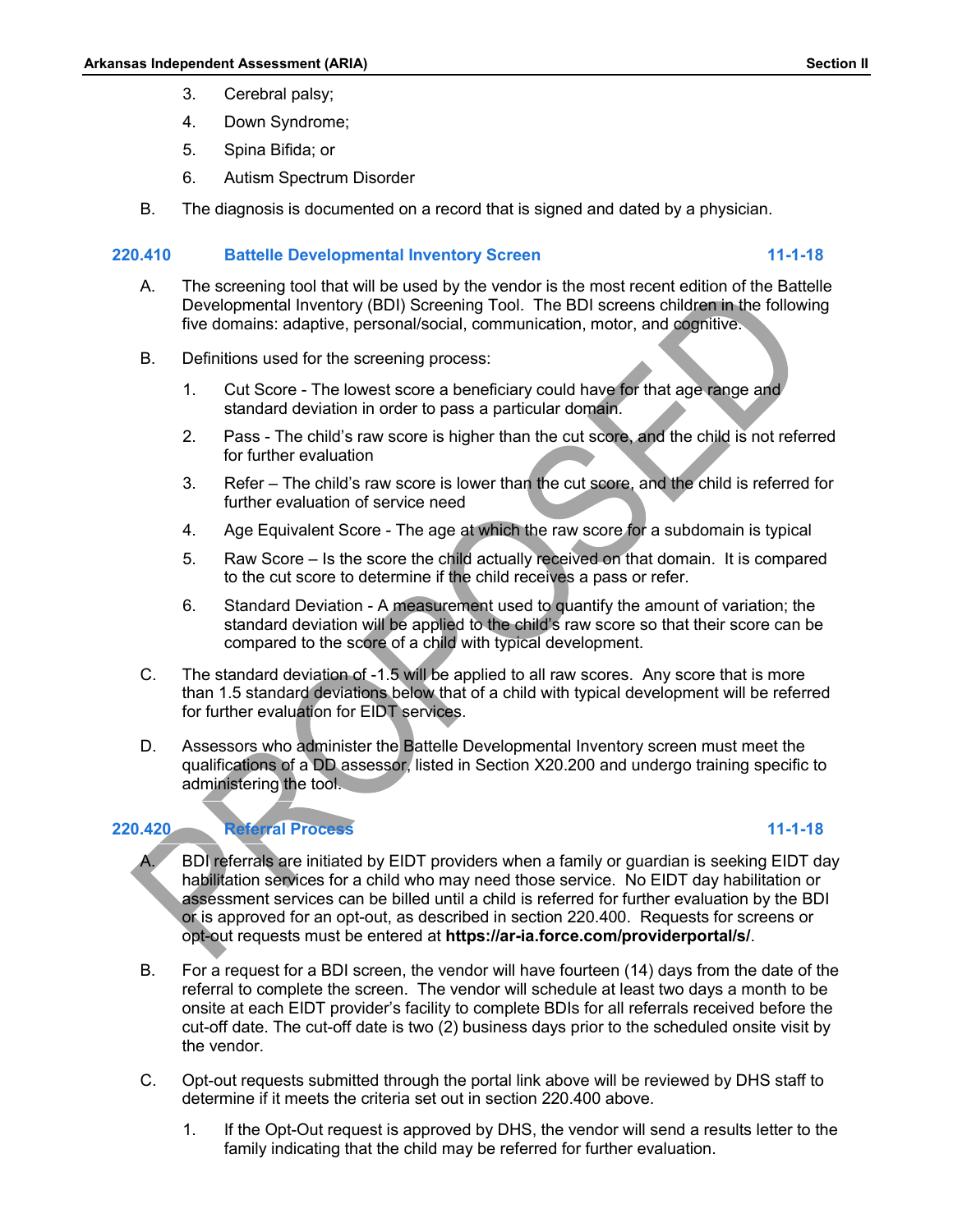3. Cerebral palsy;
4. Down Syndrome;
5. Spina Bifida; or
6. Autism Spectrum Disorder

B. The diagnosis is documented on a record that is signed and dated by a physician.

### 220.410 Battelle Developmental Inventory Screen 11-1-18

A. The screening tool that will be used by the vendor is the most recent edition of the Battelle Developmental Inventory (BDI) Screening Tool. The BDI screens children in the following five domains: adaptive, personal/social, communication, motor, and cognitive.

B. Definitions used for the screening process:

1. Cut Score - The lowest score a beneficiary could have for that age range and standard deviation in order to pass a particular domain.
2. Pass - The child's raw score is higher than the cut score, and the child is not referred for further evaluation
3. Refer – The child's raw score is lower than the cut score, and the child is referred for further evaluation of service need
4. Age Equivalent Score - The age at which the raw score for a subdomain is typical
5. Raw Score – Is the score the child actually received on that domain. It is compared to the cut score to determine if the child receives a pass or refer.
6. Standard Deviation - A measurement used to quantify the amount of variation; the standard deviation will be applied to the child's raw score so that their score can be compared to the score of a child with typical development.

C. The standard deviation of -1.5 will be applied to all raw scores. Any score that is more than 1.5 standard deviations below that of a child with typical development will be referred for further evaluation for EIDT services.

D. Assessors who administer the Battelle Developmental Inventory screen must meet the qualifications of a DD assessor, listed in Section X20.200 and undergo training specific to administering the tool.

### 220.420 Referral Process 11-1-18

A. BDI referrals are initiated by EIDT providers when a family or guardian is seeking EIDT day habilitation services for a child who may need those service. No EIDT day habilitation or assessment services can be billed until a child is referred for further evaluation by the BDI or is approved for an opt-out, as described in section 220.400. Requests for screens or opt-out requests must be entered at **https://ar-ia.force.com/providerportal/s/**.

B. For a request for a BDI screen, the vendor will have fourteen (14) days from the date of the referral to complete the screen. The vendor will schedule at least two days a month to be onsite at each EIDT provider's facility to complete BDIs for all referrals received before the cut-off date. The cut-off date is two (2) business days prior to the scheduled onsite visit by the vendor.

C. Opt-out requests submitted through the portal link above will be reviewed by DHS staff to determine if it meets the criteria set out in section 220.400 above.

1. If the Opt-Out request is approved by DHS, the vendor will send a results letter to the family indicating that the child may be referred for further evaluation.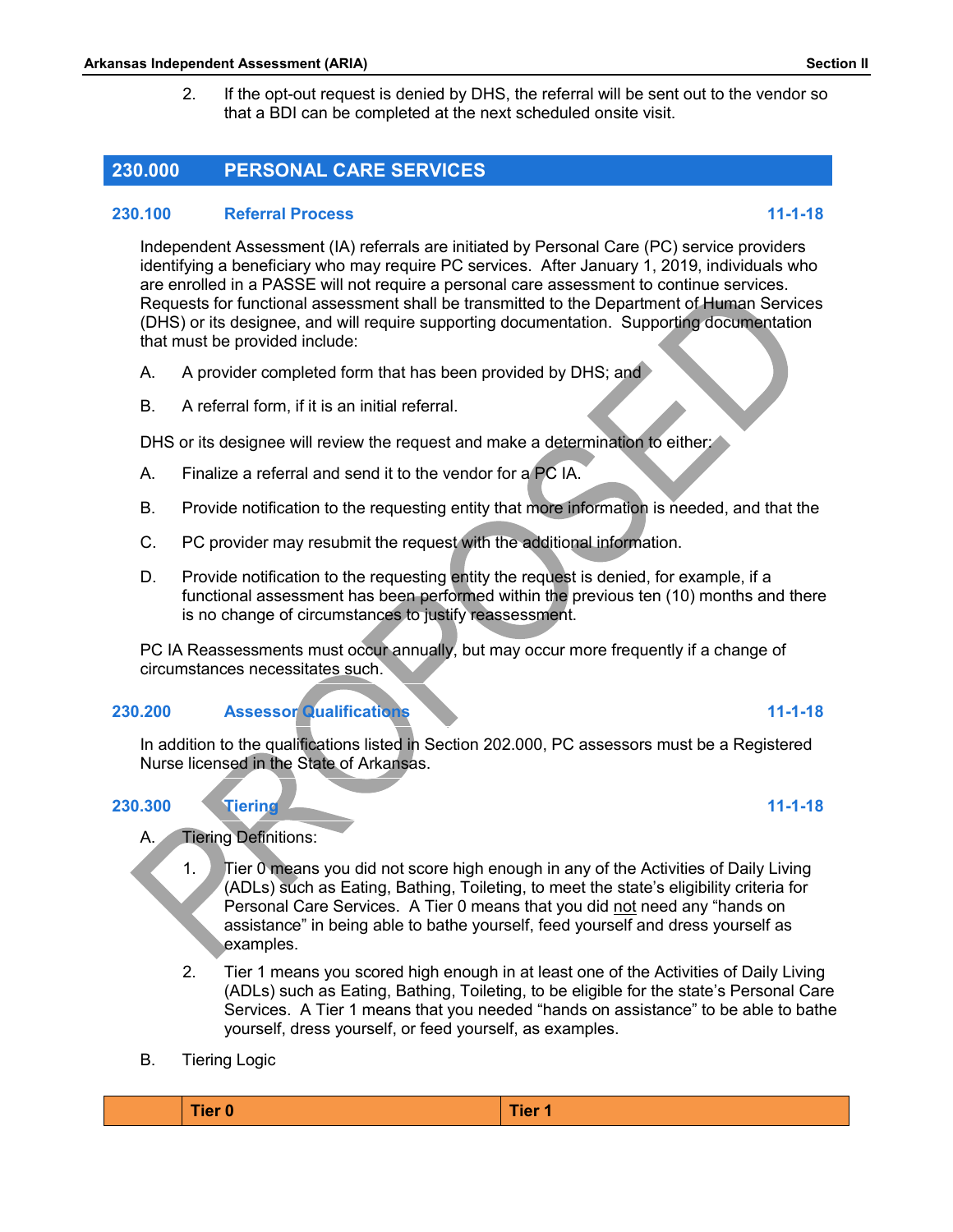2. If the opt-out request is denied by DHS, the referral will be sent out to the vendor so that a BDI can be completed at the next scheduled onsite visit.

## 230.000 PERSONAL CARE SERVICES

### 230.100 Referral Process 11-1-18

Independent Assessment (IA) referrals are initiated by Personal Care (PC) service providers identifying a beneficiary who may require PC services. After January 1, 2019, individuals who are enrolled in a PASSE will not require a personal care assessment to continue services. Requests for functional assessment shall be transmitted to the Department of Human Services (DHS) or its designee, and will require supporting documentation. Supporting documentation that must be provided include:

A. A provider completed form that has been provided by DHS; and

B. A referral form, if it is an initial referral.

DHS or its designee will review the request and make a determination to either:

A. Finalize a referral and send it to the vendor for a PC IA.

B. Provide notification to the requesting entity that more information is needed, and that the

C. PC provider may resubmit the request with the additional information.

D. Provide notification to the requesting entity the request is denied, for example, if a functional assessment has been performed within the previous ten (10) months and there is no change of circumstances to justify reassessment.

PC IA Reassessments must occur annually, but may occur more frequently if a change of circumstances necessitates such.

### 230.200 Assessor Qualifications 11-1-18

In addition to the qualifications listed in Section 202.000, PC assessors must be a Registered Nurse licensed in the State of Arkansas.

### 230.300 Tiering 11-1-18

A. Tiering Definitions:

1. Tier 0 means you did not score high enough in any of the Activities of Daily Living (ADLs) such as Eating, Bathing, Toileting, to meet the state's eligibility criteria for Personal Care Services. A Tier 0 means that you did not need any "hands on assistance" in being able to bathe yourself, feed yourself and dress yourself as examples.

2. Tier 1 means you scored high enough in at least one of the Activities of Daily Living (ADLs) such as Eating, Bathing, Toileting, to be eligible for the state's Personal Care Services. A Tier 1 means that you needed "hands on assistance" to be able to bathe yourself, dress yourself, or feed yourself, as examples.

B. Tiering Logic

| | Tier 0 | Tier 1 |
|---|---|---|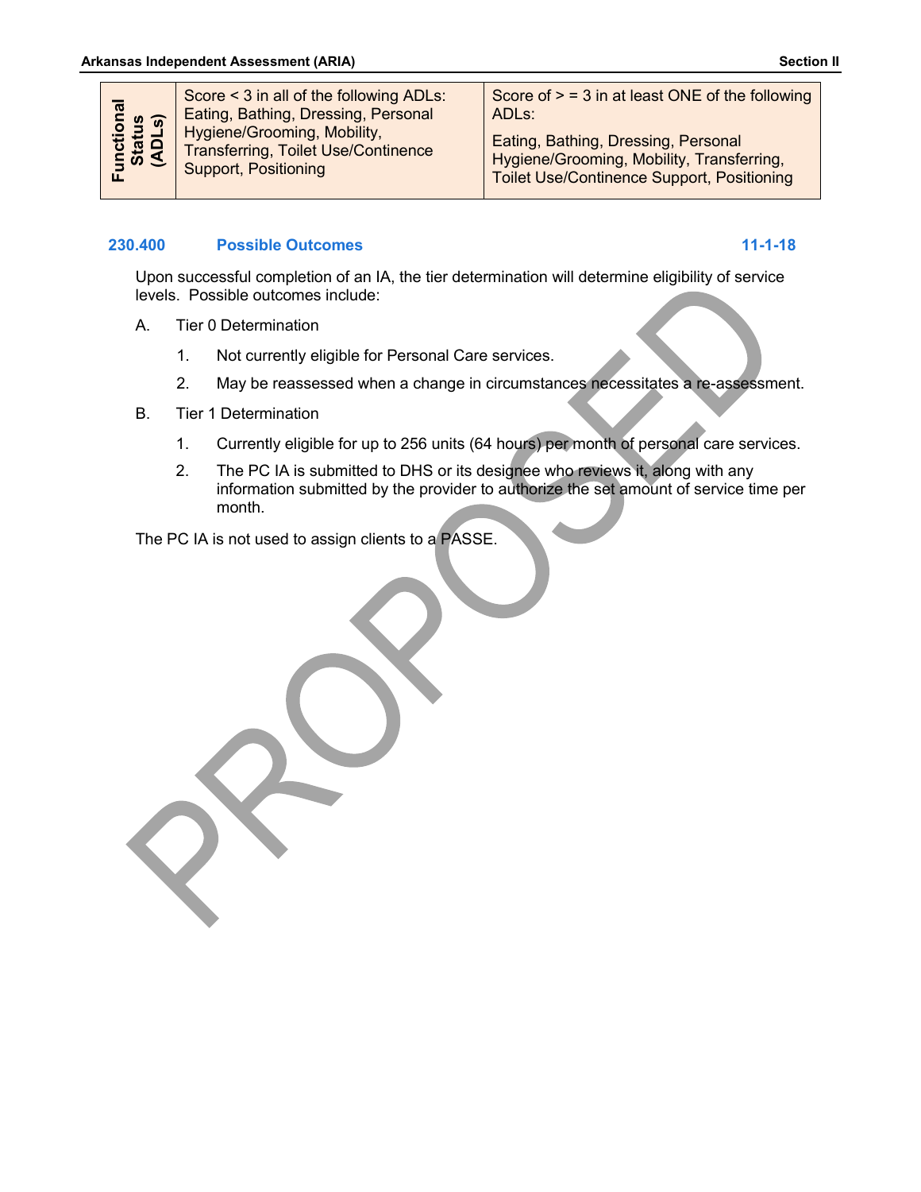| | | |
|---|---|---|
| **Functional Status (ADLs)** | Score < 3 in all of the following ADLs: Eating, Bathing, Dressing, Personal Hygiene/Grooming, Mobility, Transferring, Toilet Use/Continence Support, Positioning | Score of > = 3 in at least ONE of the following ADLs:<br><br>Eating, Bathing, Dressing, Personal Hygiene/Grooming, Mobility, Transferring, Toilet Use/Continence Support, Positioning |

## 230.400 Possible Outcomes 11-1-18

Upon successful completion of an IA, the tier determination will determine eligibility of service levels. Possible outcomes include:

A. Tier 0 Determination

1. Not currently eligible for Personal Care services.
2. May be reassessed when a change in circumstances necessitates a re-assessment.

B. Tier 1 Determination

1. Currently eligible for up to 256 units (64 hours) per month of personal care services.
2. The PC IA is submitted to DHS or its designee who reviews it, along with any information submitted by the provider to authorize the set amount of service time per month.

The PC IA is not used to assign clients to a PASSE.

PROPOSED